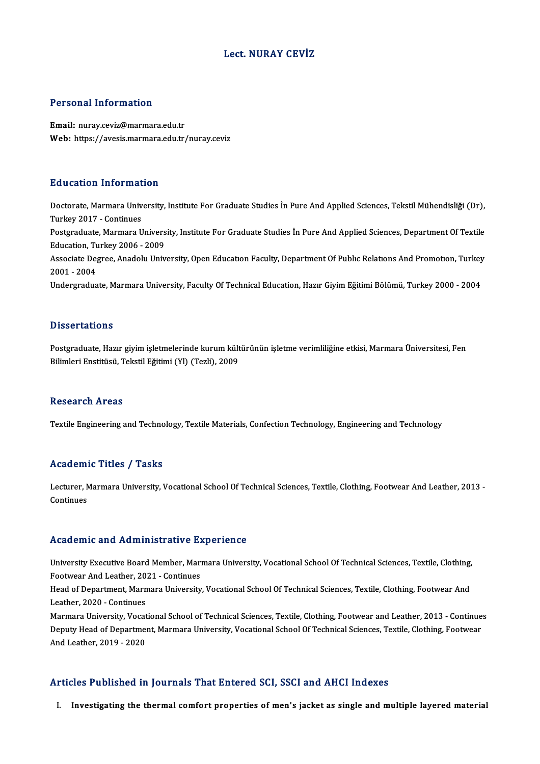# Lect. NURAY CEVİZ

## Personal Information

**Email:** nuray.ceviz@marmara.edu.tr
**Web:** https://avesis.marmara.edu.tr/nuray.ceviz

## Education Information

Doctorate, Marmara University, Institute For Graduate Studies İn Pure And Applied Sciences, Tekstil Mühendisliği (Dr), Turkey 2017 - Continues
Postgraduate, Marmara University, Institute For Graduate Studies İn Pure And Applied Sciences, Department Of Textile Education, Turkey 2006 - 2009
Associate Degree, Anadolu University, Open Educatıon Faculty, Department Of Publıc Relatıons And Promotıon, Turkey 2001 - 2004
Undergraduate, Marmara University, Faculty Of Technical Education, Hazır Giyim Eğitimi Bölümü, Turkey 2000 - 2004

## Dissertations

Postgraduate, Hazır giyim işletmelerinde kurum kültürünün işletme verimliliğine etkisi, Marmara Üniversitesi, Fen Bilimleri Enstitüsü, Tekstil Eğitimi (Yl) (Tezli), 2009

## Research Areas

Textile Engineering and Technology, Textile Materials, Confection Technology, Engineering and Technology

## Academic Titles / Tasks

Lecturer, Marmara University, Vocational School Of Technical Sciences, Textile, Clothing, Footwear And Leather, 2013 - Continues

## Academic and Administrative Experience

University Executive Board Member, Marmara University, Vocational School Of Technical Sciences, Textile, Clothing, Footwear And Leather, 2021 - Continues
Head of Department, Marmara University, Vocational School Of Technical Sciences, Textile, Clothing, Footwear And Leather, 2020 - Continues
Marmara University, Vocational School of Technical Sciences, Textile, Clothing, Footwear and Leather, 2013 - Continues
Deputy Head of Department, Marmara University, Vocational School Of Technical Sciences, Textile, Clothing, Footwear And Leather, 2019 - 2020

## Articles Published in Journals That Entered SCI, SSCI and AHCI Indexes

I. **Investigating the thermal comfort properties of men's jacket as single and multiple layered material**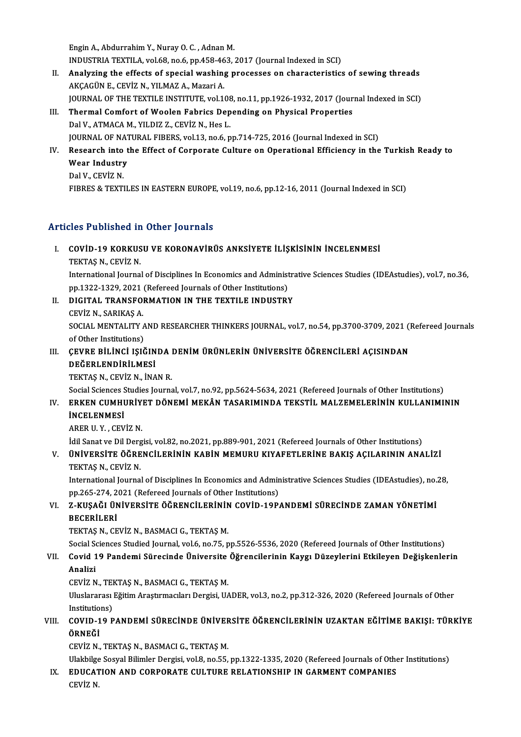Engin A., Abdurrahim Y., Nuray O. C. , Adnan M.
INDUSTRIA TEXTILA, vol.68, no.6, pp.458-463, 2017 (Journal Indexed in SCI)

II. **Analyzing the effects of special washing processes on characteristics of sewing threads**
AKÇAGÜN E., CEVİZ N., YILMAZ A., Mazari A.
JOURNAL OF THE TEXTILE INSTITUTE, vol.108, no.11, pp.1926-1932, 2017 (Journal Indexed in SCI)

III. **Thermal Comfort of Woolen Fabrics Depending on Physical Properties**
Dal V., ATMACA M., YILDIZ Z., CEVİZ N., Hes L.
JOURNAL OF NATURAL FIBERS, vol.13, no.6, pp.714-725, 2016 (Journal Indexed in SCI)

IV. **Research into the Effect of Corporate Culture on Operational Efficiency in the Turkish Ready to Wear Industry**
Dal V., CEVİZ N.
FIBRES & TEXTILES IN EASTERN EUROPE, vol.19, no.6, pp.12-16, 2011 (Journal Indexed in SCI)

## Articles Published in Other Journals

I. **COVİD-19 KORKUSU VE KORONAVİRÜS ANKSİYETE İLİŞKİSİNİN İNCELENMESİ**
TEKTAŞ N., CEVİZ N.
International Journal of Disciplines In Economics and Administrative Sciences Studies (IDEAstudies), vol.7, no.36, pp.1322-1329, 2021 (Refereed Journals of Other Institutions)

II. **DIGITAL TRANSFORMATION IN THE TEXTILE INDUSTRY**
CEVİZ N., SARIKAŞ A.
SOCIAL MENTALITY AND RESEARCHER THINKERS JOURNAL, vol.7, no.54, pp.3700-3709, 2021 (Refereed Journals of Other Institutions)

III. **ÇEVRE BİLİNCİ IŞIĞINDA DENİM ÜRÜNLERİN ÜNİVERSİTE ÖĞRENCİLERİ AÇISINDAN DEĞERLENDİRİLMESİ**
TEKTAŞ N., CEVİZ N., İNAN R.
Social Sciences Studies Journal, vol.7, no.92, pp.5624-5634, 2021 (Refereed Journals of Other Institutions)

IV. **ERKEN CUMHURİYET DÖNEMİ MEKÂN TASARIMINDA TEKSTİL MALZEMELERİNİN KULLANIMININ İNCELENMESİ**
ARER U. Y. , CEVİZ N.
İdil Sanat ve Dil Dergisi, vol.82, no.2021, pp.889-901, 2021 (Refereed Journals of Other Institutions)

V. **ÜNİVERSİTE ÖĞRENCİLERİNİN KABİN MEMURU KIYAFETLERİNE BAKIŞ AÇILARININ ANALİZİ**
TEKTAŞ N., CEVİZ N.
International Journal of Disciplines In Economics and Administrative Sciences Studies (IDEAstudies), no.28, pp.265-274, 2021 (Refereed Journals of Other Institutions)

VI. **Z-KUŞAĞI ÜNİVERSİTE ÖĞRENCİLERİNİN COVİD-19PANDEMİ SÜRECİNDE ZAMAN YÖNETİMİ BECERİLERİ**
TEKTAŞ N., CEVİZ N., BASMACI G., TEKTAŞ M.
Social Sciences Studied Journal, vol.6, no.75, pp.5526-5536, 2020 (Refereed Journals of Other Institutions)

VII. **Covid 19 Pandemi Sürecinde Üniversite Öğrencilerinin Kaygı Düzeylerini Etkileyen Değişkenlerin Analizi**
CEVİZ N., TEKTAŞ N., BASMACI G., TEKTAŞ M.
Uluslararası Eğitim Araştırmacıları Dergisi, UADER, vol.3, no.2, pp.312-326, 2020 (Refereed Journals of Other Institutions)

VIII. **COVID-19 PANDEMİ SÜRECİNDE ÜNİVERSİTE ÖĞRENCİLERİNİN UZAKTAN EĞİTİME BAKIŞI: TÜRKİYE ÖRNEĞİ**
CEVİZ N., TEKTAŞ N., BASMACI G., TEKTAŞ M.
Ulakbilge Sosyal Bilimler Dergisi, vol.8, no.55, pp.1322-1335, 2020 (Refereed Journals of Other Institutions)

IX. **EDUCATION AND CORPORATE CULTURE RELATIONSHIP IN GARMENT COMPANIES**
CEVİZ N.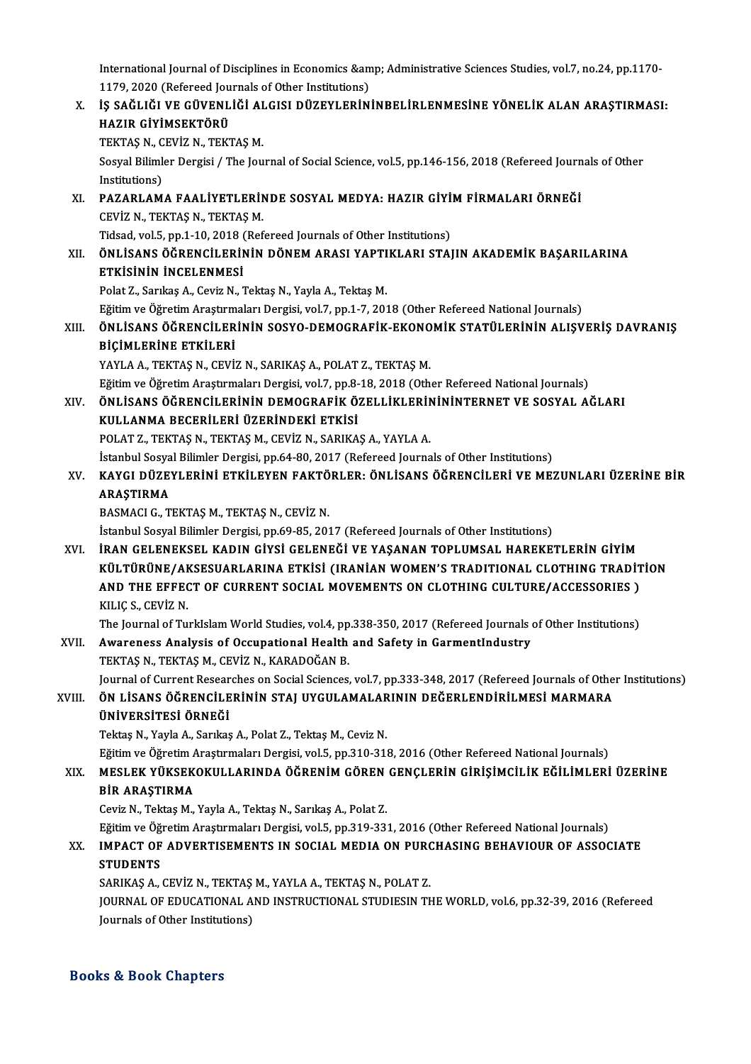International Journal of Disciplines in Economics &amp; Administrative Sciences Studies, vol.7, no.24, pp.1170-1179, 2020 (Refereed Journals of Other Institutions)

X. İŞ SAĞLIĞI VE GÜVENLİĞİ ALGISI DÜZEYLERİNİNBELİRLENMESİNE YÖNELİK ALAN ARAŞTIRMASI: HAZIR GİYİMSEKTÖRÜ
TEKTAŞ N., CEVİZ N., TEKTAŞ M.
Sosyal Bilimler Dergisi / The Journal of Social Science, vol.5, pp.146-156, 2018 (Refereed Journals of Other Institutions)

XI. PAZARLAMA FAALİYETLERİNDE SOSYAL MEDYA: HAZIR GİYİM FİRMALARI ÖRNEĞİ
CEVİZ N., TEKTAŞ N., TEKTAŞ M.
Tidsad, vol.5, pp.1-10, 2018 (Refereed Journals of Other Institutions)

XII. ÖNLİSANS ÖĞRENCİLERİNİN DÖNEM ARASI YAPTIKLARI STAJIN AKADEMİK BAŞARILARINA ETKİSİNİN İNCELENMESİ
Polat Z., Sarıkaş A., Ceviz N., Tektaş N., Yayla A., Tektaş M.
Eğitim ve Öğretim Araştırmaları Dergisi, vol.7, pp.1-7, 2018 (Other Refereed National Journals)

XIII. ÖNLİSANS ÖĞRENCİLERİNİN SOSYO-DEMOGRAFİK-EKONOMİK STATÜLERİNİN ALIŞVERİŞ DAVRANIŞ BİÇİMLERİNE ETKİLERİ
YAYLA A., TEKTAŞ N., CEVİZ N., SARIKAŞ A., POLAT Z., TEKTAŞ M.
Eğitim ve Öğretim Araştırmaları Dergisi, vol.7, pp.8-18, 2018 (Other Refereed National Journals)

XIV. ÖNLİSANS ÖĞRENCİLERİNİN DEMOGRAFİK ÖZELLİKLERİNİNİNTERNET VE SOSYAL AĞLARI KULLANMA BECERİLERİ ÜZERİNDEKİ ETKİSİ
POLAT Z., TEKTAŞ N., TEKTAŞ M., CEVİZ N., SARIKAŞ A., YAYLA A.
İstanbul Sosyal Bilimler Dergisi, pp.64-80, 2017 (Refereed Journals of Other Institutions)

XV. KAYGI DÜZEYLERİNİ ETKİLEYEN FAKTÖRLER: ÖNLİSANS ÖĞRENCİLERİ VE MEZUNLARI ÜZERİNE BİR ARAŞTIRMA
BASMACI G., TEKTAŞ M., TEKTAŞ N., CEVİZ N.
İstanbul Sosyal Bilimler Dergisi, pp.69-85, 2017 (Refereed Journals of Other Institutions)

XVI. İRAN GELENEKSEL KADIN GİYSİ GELENEĞİ VE YAŞANAN TOPLUMSAL HAREKETLERİN GİYİM KÜLTÜRÜNE/AKSESUARLARINA ETKİSİ (IRANİAN WOMEN'S TRADITIONAL CLOTHING TRADİTİON AND THE EFFECT OF CURRENT SOCIAL MOVEMENTS ON CLOTHING CULTURE/ACCESSORIES )
KILIÇ S., CEVİZ N.
The Journal of TurkIslam World Studies, vol.4, pp.338-350, 2017 (Refereed Journals of Other Institutions)

XVII. Awareness Analysis of Occupational Health and Safety in GarmentIndustry
TEKTAŞ N., TEKTAŞ M., CEVİZ N., KARADOĞAN B.
Journal of Current Researches on Social Sciences, vol.7, pp.333-348, 2017 (Refereed Journals of Other Institutions)

XVIII. ÖN LİSANS ÖĞRENCİLERİNİN STAJ UYGULAMALARININ DEĞERLENDİRİLMESİ MARMARA ÜNİVERSİTESİ ÖRNEĞİ
Tektaş N., Yayla A., Sarıkaş A., Polat Z., Tektaş M., Ceviz N.
Eğitim ve Öğretim Araştırmaları Dergisi, vol.5, pp.310-318, 2016 (Other Refereed National Journals)

XIX. MESLEK YÜKSEKOKULLARINDA ÖĞRENİM GÖREN GENÇLERİN GİRİŞİMCİLİK EĞİLİMLERİ ÜZERİNE BİR ARAŞTIRMA
Ceviz N., Tektaş M., Yayla A., Tektaş N., Sarıkaş A., Polat Z.
Eğitim ve Öğretim Araştırmaları Dergisi, vol.5, pp.319-331, 2016 (Other Refereed National Journals)

XX. IMPACT OF ADVERTISEMENTS IN SOCIAL MEDIA ON PURCHASING BEHAVIOUR OF ASSOCIATE STUDENTS
SARIKAŞ A., CEVİZ N., TEKTAŞ M., YAYLA A., TEKTAŞ N., POLAT Z.
JOURNAL OF EDUCATIONAL AND INSTRUCTIONAL STUDIESIN THE WORLD, vol.6, pp.32-39, 2016 (Refereed Journals of Other Institutions)

## Books & Book Chapters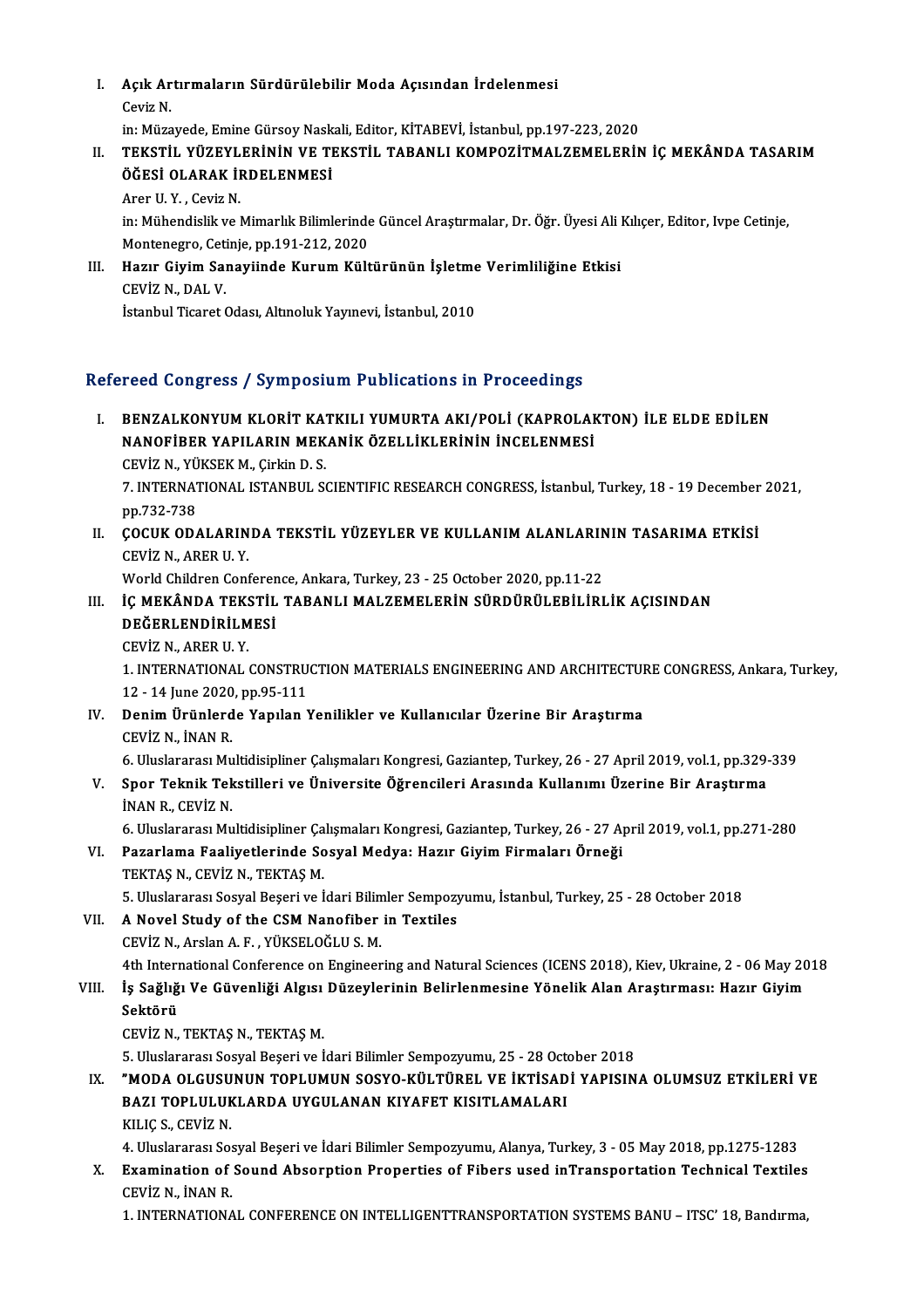I. **Açık Artırmaların Sürdürülebilir Moda Açısından İrdelenmesi**
   Ceviz N.
   in: Müzayede, Emine Gürsoy Naskali, Editor, KİTABEVİ, İstanbul, pp.197-223, 2020
II. **TEKSTİL YÜZEYLERİNİN VE TEKSTİL TABANLI KOMPOZİTMALZEMELERİN İÇ MEKÂNDA TASARIM ÖĞESİ OLARAK İRDELENMESİ**
   Arer U. Y. , Ceviz N.
   in: Mühendislik ve Mimarlık Bilimlerinde Güncel Araştırmalar, Dr. Öğr. Üyesi Ali Kılıçer, Editor, Ivpe Cetinje, Montenegro, Cetinje, pp.191-212, 2020
III. **Hazır Giyim Sanayiinde Kurum Kültürünün İşletme Verimliliğine Etkisi**
   CEVİZ N., DAL V.
   İstanbul Ticaret Odası, Altınoluk Yayınevi, İstanbul, 2010

## Refereed Congress / Symposium Publications in Proceedings

I. **BENZALKONYUM KLORİT KATKILI YUMURTA AKI/POLİ (KAPROLAKTON) İLE ELDE EDİLEN NANOFİBER YAPILARIN MEKANİK ÖZELLİKLERİNİN İNCELENMESİ**
   CEVİZ N., YÜKSEK M., Çirkin D. S.
   7. INTERNATIONAL ISTANBUL SCIENTIFIC RESEARCH CONGRESS, İstanbul, Turkey, 18 - 19 December 2021, pp.732-738
II. **ÇOCUK ODALARINDA TEKSTİL YÜZEYLER VE KULLANIM ALANLARININ TASARIMA ETKİSİ**
   CEVİZ N., ARER U. Y.
   World Children Conference, Ankara, Turkey, 23 - 25 October 2020, pp.11-22
III. **İÇ MEKÂNDA TEKSTİL TABANLI MALZEMELERİN SÜRDÜRÜLEBİLİRLİK AÇISINDAN DEĞERLENDİRİLMESİ**
   CEVİZ N., ARER U. Y.
   1. INTERNATIONAL CONSTRUCTION MATERIALS ENGINEERING AND ARCHITECTURE CONGRESS, Ankara, Turkey, 12 - 14 June 2020, pp.95-111
IV. **Denim Ürünlerde Yapılan Yenilikler ve Kullanıcılar Üzerine Bir Araştırma**
   CEVİZ N., İNAN R.
   6. Uluslararası Multidisipliner Çalışmaları Kongresi, Gaziantep, Turkey, 26 - 27 April 2019, vol.1, pp.329-339
V. **Spor Teknik Tekstilleri ve Üniversite Öğrencileri Arasında Kullanımı Üzerine Bir Araştırma**
   İNAN R., CEVİZ N.
   6. Uluslararası Multidisipliner Çalışmaları Kongresi, Gaziantep, Turkey, 26 - 27 April 2019, vol.1, pp.271-280
VI. **Pazarlama Faaliyetlerinde Sosyal Medya: Hazır Giyim Firmaları Örneği**
   TEKTAŞ N., CEVİZ N., TEKTAŞ M.
   5. Uluslararası Sosyal Beşeri ve İdari Bilimler Sempozyumu, İstanbul, Turkey, 25 - 28 October 2018
VII. **A Novel Study of the CSM Nanofiber in Textiles**
   CEVİZ N., Arslan A. F. , YÜKSELOĞLU S. M.
   4th International Conference on Engineering and Natural Sciences (ICENS 2018), Kiev, Ukraine, 2 - 06 May 2018
VIII. **İş Sağlığı Ve Güvenliği Algısı Düzeylerinin Belirlenmesine Yönelik Alan Araştırması: Hazır Giyim Sektörü**
   CEVİZ N., TEKTAŞ N., TEKTAŞ M.
   5. Uluslararası Sosyal Beşeri ve İdari Bilimler Sempozyumu, 25 - 28 October 2018
IX. **"MODA OLGUSUNUN TOPLUMUN SOSYO-KÜLTÜREL VE İKTİSADİ YAPISINA OLUMSUZ ETKİLERİ VE BAZI TOPLULUKLARDA UYGULANAN KIYAFET KISITLAMALARI**
   KILIÇ S., CEVİZ N.
   4. Uluslararası Sosyal Beşeri ve İdari Bilimler Sempozyumu, Alanya, Turkey, 3 - 05 May 2018, pp.1275-1283
X. **Examination of Sound Absorption Properties of Fibers used inTransportation Technical Textiles**
   CEVİZ N., İNAN R.
   1. INTERNATIONAL CONFERENCE ON INTELLIGENTTRANSPORTATION SYSTEMS BANU – ITSC' 18, Bandırma,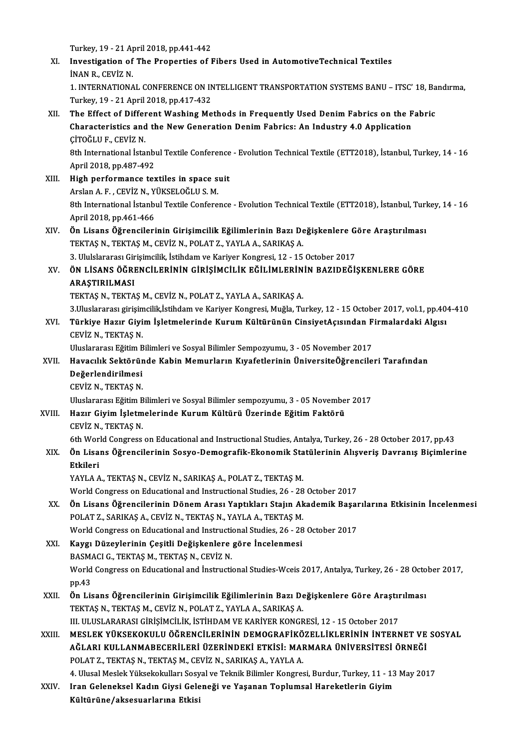Turkey, 19 - 21 April 2018, pp.441-442

XI. **Investigation of The Properties of Fibers Used in AutomotiveTechnical Textiles**
İNAN R., CEVİZ N.
1. INTERNATIONAL CONFERENCE ON INTELLIGENT TRANSPORTATION SYSTEMS BANU – ITSC' 18, Bandırma, Turkey, 19 - 21 April 2018, pp.417-432

XII. **The Effect of Different Washing Methods in Frequently Used Denim Fabrics on the Fabric Characteristics and the New Generation Denim Fabrics: An Industry 4.0 Application**
ÇİTOĞLU F., CEVİZ N.
8th International İstanbul Textile Conference - Evolution Technical Textile (ETT2018), İstanbul, Turkey, 14 - 16 April 2018, pp.487-492

XIII. **High performance textiles in space suit**
Arslan A. F. , CEVİZ N., YÜKSELOĞLU S. M.
8th International İstanbul Textile Conference - Evolution Technical Textile (ETT2018), İstanbul, Turkey, 14 - 16 April 2018, pp.461-466

XIV. **Ön Lisans Öğrencilerinin Girişimcilik Eğilimlerinin Bazı Değişkenlere Göre Araştırılması**
TEKTAŞ N., TEKTAŞ M., CEVİZ N., POLAT Z., YAYLA A., SARIKAŞ A.
3. Uluslararası Girişimcilik, İstihdam ve Kariyer Kongresi, 12 - 15 October 2017

XV. **ÖN LİSANS ÖĞRENCİLERİNİN GİRİŞİMCİLİK EĞİLİMLERİNİN BAZIDEĞİŞKENLERE GÖRE ARAŞTIRILMASI**
TEKTAŞ N., TEKTAŞ M., CEVİZ N., POLAT Z., YAYLA A., SARIKAŞ A.
3.Uluslararası girişimcilik,İstihdam ve Kariyer Kongresi, Muğla, Turkey, 12 - 15 October 2017, vol.1, pp.404-410

XVI. **Türkiye Hazır Giyim İşletmelerinde Kurum Kültürünün CinsiyetAçısından Firmalardaki Algısı**
CEVİZ N., TEKTAŞ N.
Uluslararası Eğitim Bilimleri ve Sosyal Bilimler Sempozyumu, 3 - 05 November 2017

XVII. **Havacılık Sektöründe Kabin Memurların Kıyafetlerinin ÜniversiteÖğrencileri Tarafından Değerlendirilmesi**
CEVİZ N., TEKTAŞ N.
Uluslararası Eğitim Bilimleri ve Sosyal Bilimler sempozyumu, 3 - 05 November 2017

XVIII. **Hazır Giyim İşletmelerinde Kurum Kültürü Üzerinde Eğitim Faktörü**
CEVİZ N., TEKTAŞ N.
6th World Congress on Educational and Instructional Studies, Antalya, Turkey, 26 - 28 October 2017, pp.43

XIX. **Ön Lisans Öğrencilerinin Sosyo-Demografik-Ekonomik Statülerinin Alışveriş Davranış Biçimlerine Etkileri**
YAYLA A., TEKTAŞ N., CEVİZ N., SARIKAŞ A., POLAT Z., TEKTAŞ M.
World Congress on Educational and Instructional Studies, 26 - 28 October 2017

XX. **Ön Lisans Öğrencilerinin Dönem Arası Yaptıkları Stajın Akademik Başarılarına Etkisinin İncelenmesi**
POLAT Z., SARIKAŞ A., CEVİZ N., TEKTAŞ N., YAYLA A., TEKTAŞ M.
World Congress on Educational and Instructional Studies, 26 - 28 October 2017

XXI. **Kaygı Düzeylerinin Çeşitli Değişkenlere göre İncelenmesi**
BASMACI G., TEKTAŞ M., TEKTAŞ N., CEVİZ N.
World Congress on Educational and İnstructional Studies-Wceis 2017, Antalya, Turkey, 26 - 28 October 2017, pp.43

XXII. **Ön Lisans Öğrencilerinin Girişimcilik Eğilimlerinin Bazı Değişkenlere Göre Araştırılması**
TEKTAŞ N., TEKTAŞ M., CEVİZ N., POLAT Z., YAYLA A., SARIKAŞ A.
III. ULUSLARARASI GİRİŞİMCİLİK, İSTİHDAM VE KARİYER KONGRESİ, 12 - 15 October 2017

XXIII. **MESLEK YÜKSEKOKULU ÖĞRENCİLERİNİN DEMOGRAFİKÖZELLİKLERİNİN İNTERNET VE SOSYAL AĞLARI KULLANMABECERİLERİ ÜZERİNDEKİ ETKİSİ: MARMARA ÜNİVERSİTESİ ÖRNEĞİ**
POLAT Z., TEKTAŞ N., TEKTAŞ M., CEVİZ N., SARIKAŞ A., YAYLA A.
4. Ulusal Meslek Yüksekokulları Sosyal ve Teknik Bilimler Kongresi, Burdur, Turkey, 11 - 13 May 2017

XXIV. **Iran Geleneksel Kadın Giysi Geleneği ve Yaşanan Toplumsal Hareketlerin Giyim Kültürüne/aksesuarlarına Etkisi**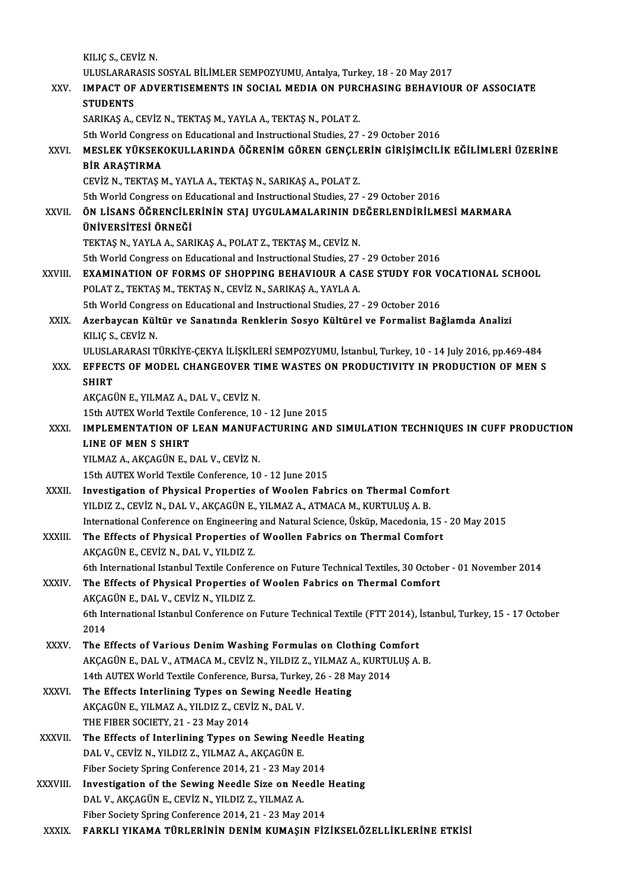KILIÇ S., CEVİZ N.
ULUSLARARASIS SOSYAL BİLİMLER SEMPOZYUMU, Antalya, Turkey, 18 - 20 May 2017

XXV. **IMPACT OF ADVERTISEMENTS IN SOCIAL MEDIA ON PURCHASING BEHAVIOUR OF ASSOCIATE STUDENTS**
SARIKAŞ A., CEVİZ N., TEKTAŞ M., YAYLA A., TEKTAŞ N., POLAT Z.
5th World Congress on Educational and Instructional Studies, 27 - 29 October 2016

XXVI. **MESLEK YÜKSEKOKULLARINDA ÖĞRENİM GÖREN GENÇLERİN GİRİŞİMCİLİK EĞİLİMLERİ ÜZERİNE BİR ARAŞTIRMA**
CEVİZ N., TEKTAŞ M., YAYLA A., TEKTAŞ N., SARIKAŞ A., POLAT Z.
5th World Congress on Educational and Instructional Studies, 27 - 29 October 2016

XXVII. **ÖN LİSANS ÖĞRENCİLERİNİN STAJ UYGULAMALARININ DEĞERLENDİRİLMESİ MARMARA ÜNİVERSİTESİ ÖRNEĞİ**
TEKTAŞ N., YAYLA A., SARIKAŞ A., POLAT Z., TEKTAŞ M., CEVİZ N.
5th World Congress on Educational and Instructional Studies, 27 - 29 October 2016

XXVIII. **EXAMINATION OF FORMS OF SHOPPING BEHAVIOUR A CASE STUDY FOR VOCATIONAL SCHOOL**
POLAT Z., TEKTAŞ M., TEKTAŞ N., CEVİZ N., SARIKAŞ A., YAYLA A.
5th World Congress on Educational and Instructional Studies, 27 - 29 October 2016

XXIX. **Azerbaycan Kültür ve Sanatında Renklerin Sosyo Kültürel ve Formalist Bağlamda Analizi**
KILIÇ S., CEVİZ N.
ULUSLARARASI TÜRKİYE-ÇEKYA İLİŞKİLERİ SEMPOZYUMU, İstanbul, Turkey, 10 - 14 July 2016, pp.469-484

XXX. **EFFECTS OF MODEL CHANGEOVER TIME WASTES ON PRODUCTIVITY IN PRODUCTION OF MEN S SHIRT**
AKÇAGÜN E., YILMAZ A., DAL V., CEVİZ N.
15th AUTEX World Textile Conference, 10 - 12 June 2015

XXXI. **IMPLEMENTATION OF LEAN MANUFACTURING AND SIMULATION TECHNIQUES IN CUFF PRODUCTION LINE OF MEN S SHIRT**
YILMAZ A., AKÇAGÜN E., DAL V., CEVİZ N.
15th AUTEX World Textile Conference, 10 - 12 June 2015

XXXII. **Investigation of Physical Properties of Woolen Fabrics on Thermal Comfort**
YILDIZ Z., CEVİZ N., DAL V., AKÇAGÜN E., YILMAZ A., ATMACA M., KURTULUŞ A. B.
International Conference on Engineering and Natural Science, Üsküp, Macedonia, 15 - 20 May 2015

XXXIII. **The Effects of Physical Properties of Woollen Fabrics on Thermal Comfort**
AKÇAGÜN E., CEVİZ N., DAL V., YILDIZ Z.
6th International Istanbul Textile Conference on Future Technical Textiles, 30 October - 01 November 2014

XXXIV. **The Effects of Physical Properties of Woolen Fabrics on Thermal Comfort**
AKÇAGÜN E., DAL V., CEVİZ N., YILDIZ Z.
6th International Istanbul Conference on Future Technical Textile (FTT 2014), İstanbul, Turkey, 15 - 17 October 2014

XXXV. **The Effects of Various Denim Washing Formulas on Clothing Comfort**
AKÇAGÜN E., DAL V., ATMACA M., CEVİZ N., YILDIZ Z., YILMAZ A., KURTULUŞ A. B.
14th AUTEX World Textile Conference, Bursa, Turkey, 26 - 28 May 2014

XXXVI. **The Effects Interlining Types on Sewing Needle Heating**
AKÇAGÜN E., YILMAZ A., YILDIZ Z., CEVİZ N., DAL V.
THE FIBER SOCIETY, 21 - 23 May 2014

XXXVII. **The Effects of Interlining Types on Sewing Needle Heating**
DAL V., CEVİZ N., YILDIZ Z., YILMAZ A., AKÇAGÜN E.
Fiber Society Spring Conference 2014, 21 - 23 May 2014

XXXVIII. **Investigation of the Sewing Needle Size on Needle Heating**
DAL V., AKÇAGÜN E., CEVİZ N., YILDIZ Z., YILMAZ A.
Fiber Society Spring Conference 2014, 21 - 23 May 2014

XXXIX. **FARKLI YIKAMA TÜRLERİNİN DENİM KUMAŞIN FİZİKSELÖZELLİKLERİNE ETKİSİ**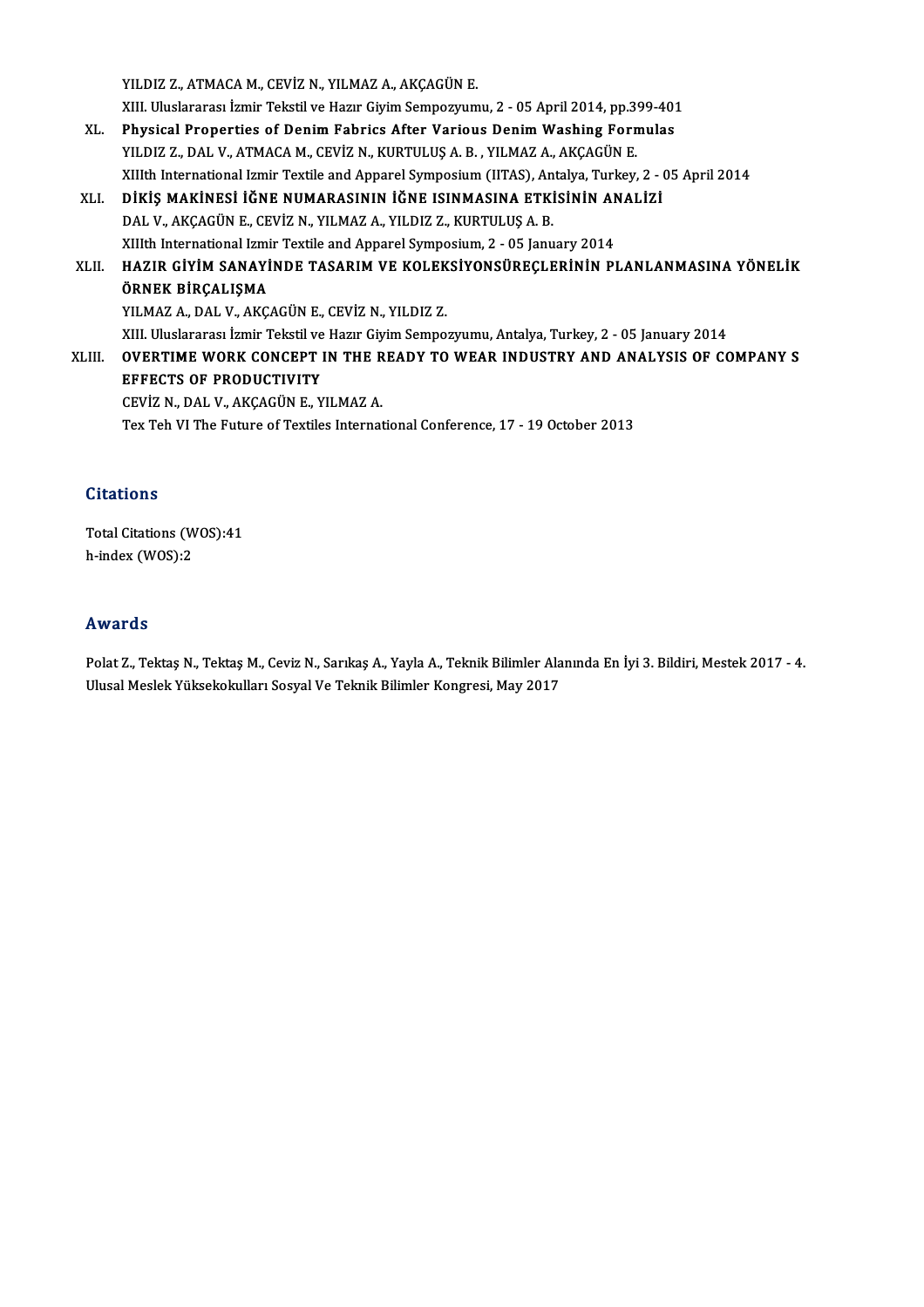YILDIZ Z., ATMACA M., CEVİZ N., YILMAZ A., AKÇAGÜN E.
XIII. Uluslararası İzmir Tekstil ve Hazır Giyim Sempozyumu, 2 - 05 April 2014, pp.399-401

XL. **Physical Properties of Denim Fabrics After Various Denim Washing Formulas**
YILDIZ Z., DAL V., ATMACA M., CEVİZ N., KURTULUŞ A. B. , YILMAZ A., AKÇAGÜN E.
XIIIth International Izmir Textile and Apparel Symposium (IITAS), Antalya, Turkey, 2 - 05 April 2014

XLI. **DİKİŞ MAKİNESİ İĞNE NUMARASININ İĞNE ISINMASINA ETKİSİNİN ANALİZİ**
DAL V., AKÇAGÜN E., CEVİZ N., YILMAZ A., YILDIZ Z., KURTULUŞ A. B.
XIIIth International Izmir Textile and Apparel Symposium, 2 - 05 January 2014

XLII. **HAZIR GİYİM SANAYİNDE TASARIM VE KOLEKSİYONSÜREÇLERİNİN PLANLANMASINA YÖNELİK ÖRNEK BİRÇALIŞMA**
YILMAZ A., DAL V., AKÇAGÜN E., CEVİZ N., YILDIZ Z.
XIII. Uluslararası İzmir Tekstil ve Hazır Giyim Sempozyumu, Antalya, Turkey, 2 - 05 January 2014

XLIII. **OVERTIME WORK CONCEPT IN THE READY TO WEAR INDUSTRY AND ANALYSIS OF COMPANY S EFFECTS OF PRODUCTIVITY**
CEVİZ N., DAL V., AKÇAGÜN E., YILMAZ A.
Tex Teh VI The Future of Textiles International Conference, 17 - 19 October 2013

## Citations

Total Citations (WOS):41
h-index (WOS):2

## Awards

Polat Z., Tektaş N., Tektaş M., Ceviz N., Sarıkaş A., Yayla A., Teknik Bilimler Alanında En İyi 3. Bildiri, Mestek 2017 - 4. Ulusal Meslek Yüksekokulları Sosyal Ve Teknik Bilimler Kongresi, May 2017